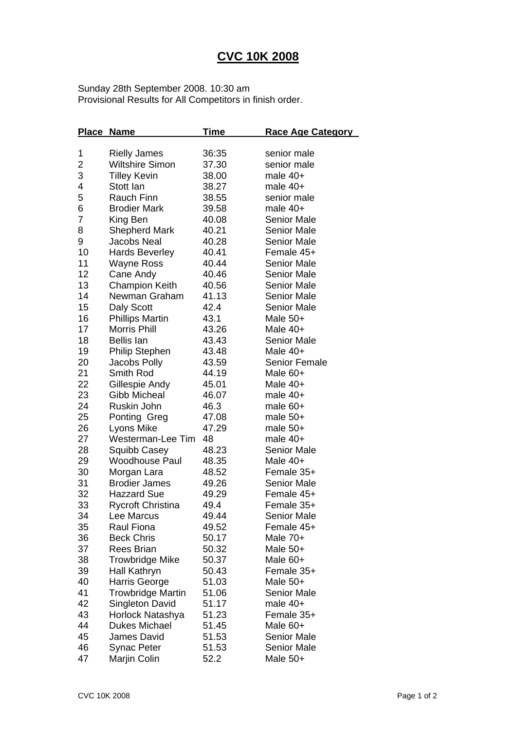# CVC 10K 2008

Sunday 28th September 2008. 10:30 am
Provisional Results for All Competitors in finish order.

| Place | Name | Time | Race Age Category |
|---|---|---|---|
| 1 | Rielly James | 36:35 | senior male |
| 2 | Wiltshire Simon | 37.30 | senior male |
| 3 | Tilley Kevin | 38.00 | male 40+ |
| 4 | Stott Ian | 38.27 | male 40+ |
| 5 | Rauch Finn | 38.55 | senior male |
| 6 | Brodier Mark | 39.58 | male 40+ |
| 7 | King Ben | 40.08 | Senior Male |
| 8 | Shepherd Mark | 40.21 | Senior Male |
| 9 | Jacobs Neal | 40.28 | Senior Male |
| 10 | Hards Beverley | 40.41 | Female 45+ |
| 11 | Wayne Ross | 40.44 | Senior Male |
| 12 | Cane Andy | 40.46 | Senior Male |
| 13 | Champion Keith | 40.56 | Senior Male |
| 14 | Newman Graham | 41.13 | Senior Male |
| 15 | Daly Scott | 42.4 | Senior Male |
| 16 | Phillips Martin | 43.1 | Male 50+ |
| 17 | Morris Phill | 43.26 | Male 40+ |
| 18 | Bellis Ian | 43.43 | Senior Male |
| 19 | Philip Stephen | 43.48 | Male 40+ |
| 20 | Jacobs Polly | 43.59 | Senior Female |
| 21 | Smith Rod | 44.19 | Male 60+ |
| 22 | Gillespie Andy | 45.01 | Male 40+ |
| 23 | Gibb Micheal | 46.07 | male 40+ |
| 24 | Ruskin John | 46.3 | male 60+ |
| 25 | Ponting Greg | 47.08 | male 50+ |
| 26 | Lyons Mike | 47.29 | male 50+ |
| 27 | Westerman-Lee Tim | 48 | male 40+ |
| 28 | Squibb Casey | 48.23 | Senior Male |
| 29 | Woodhouse Paul | 48.35 | Male 40+ |
| 30 | Morgan Lara | 48.52 | Female 35+ |
| 31 | Brodier James | 49.26 | Senior Male |
| 32 | Hazzard Sue | 49.29 | Female 45+ |
| 33 | Rycroft Christina | 49.4 | Female 35+ |
| 34 | Lee Marcus | 49.44 | Senior Male |
| 35 | Raul Fiona | 49.52 | Female 45+ |
| 36 | Beck Chris | 50.17 | Male 70+ |
| 37 | Rees Brian | 50.32 | Male 50+ |
| 38 | Trowbridge Mike | 50.37 | Male 60+ |
| 39 | Hall Kathryn | 50.43 | Female 35+ |
| 40 | Harris George | 51.03 | Male 50+ |
| 41 | Trowbridge Martin | 51.06 | Senior Male |
| 42 | Singleton David | 51.17 | male 40+ |
| 43 | Horlock Natashya | 51.23 | Female 35+ |
| 44 | Dukes Michael | 51.45 | Male 60+ |
| 45 | James David | 51.53 | Senior Male |
| 46 | Synac Peter | 51.53 | Senior Male |
| 47 | Marjin Colin | 52.2 | Male 50+ |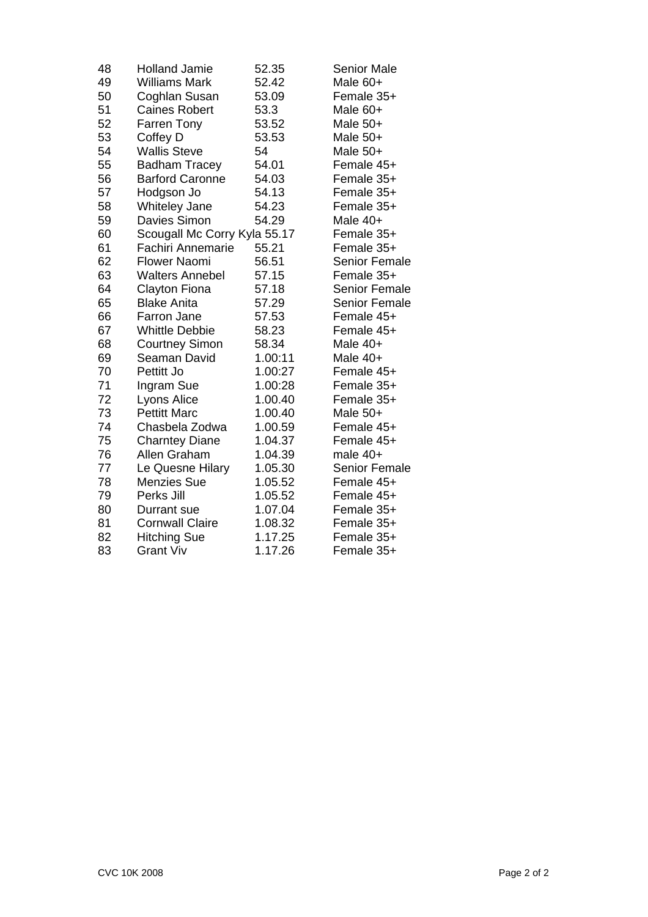| | | | |
|---|---|---|---|
| 48 | Holland Jamie | 52.35 | Senior Male |
| 49 | Williams Mark | 52.42 | Male 60+ |
| 50 | Coghlan Susan | 53.09 | Female 35+ |
| 51 | Caines Robert | 53.3 | Male 60+ |
| 52 | Farren Tony | 53.52 | Male 50+ |
| 53 | Coffey D | 53.53 | Male 50+ |
| 54 | Wallis Steve | 54 | Male 50+ |
| 55 | Badham Tracey | 54.01 | Female 45+ |
| 56 | Barford Caronne | 54.03 | Female 35+ |
| 57 | Hodgson Jo | 54.13 | Female 35+ |
| 58 | Whiteley Jane | 54.23 | Female 35+ |
| 59 | Davies Simon | 54.29 | Male 40+ |
| 60 | Scougall Mc Corry Kyla | 55.17 | Female 35+ |
| 61 | Fachiri Annemarie | 55.21 | Female 35+ |
| 62 | Flower Naomi | 56.51 | Senior Female |
| 63 | Walters Annebel | 57.15 | Female 35+ |
| 64 | Clayton Fiona | 57.18 | Senior Female |
| 65 | Blake Anita | 57.29 | Senior Female |
| 66 | Farron Jane | 57.53 | Female 45+ |
| 67 | Whittle Debbie | 58.23 | Female 45+ |
| 68 | Courtney Simon | 58.34 | Male 40+ |
| 69 | Seaman David | 1.00:11 | Male 40+ |
| 70 | Pettitt Jo | 1.00:27 | Female 45+ |
| 71 | Ingram Sue | 1.00:28 | Female 35+ |
| 72 | Lyons Alice | 1.00.40 | Female 35+ |
| 73 | Pettitt Marc | 1.00.40 | Male 50+ |
| 74 | Chasbela Zodwa | 1.00.59 | Female 45+ |
| 75 | Charntey Diane | 1.04.37 | Female 45+ |
| 76 | Allen Graham | 1.04.39 | male 40+ |
| 77 | Le Quesne Hilary | 1.05.30 | Senior Female |
| 78 | Menzies Sue | 1.05.52 | Female 45+ |
| 79 | Perks Jill | 1.05.52 | Female 45+ |
| 80 | Durrant sue | 1.07.04 | Female 35+ |
| 81 | Cornwall Claire | 1.08.32 | Female 35+ |
| 82 | Hitching Sue | 1.17.25 | Female 35+ |
| 83 | Grant Viv | 1.17.26 | Female 35+ |